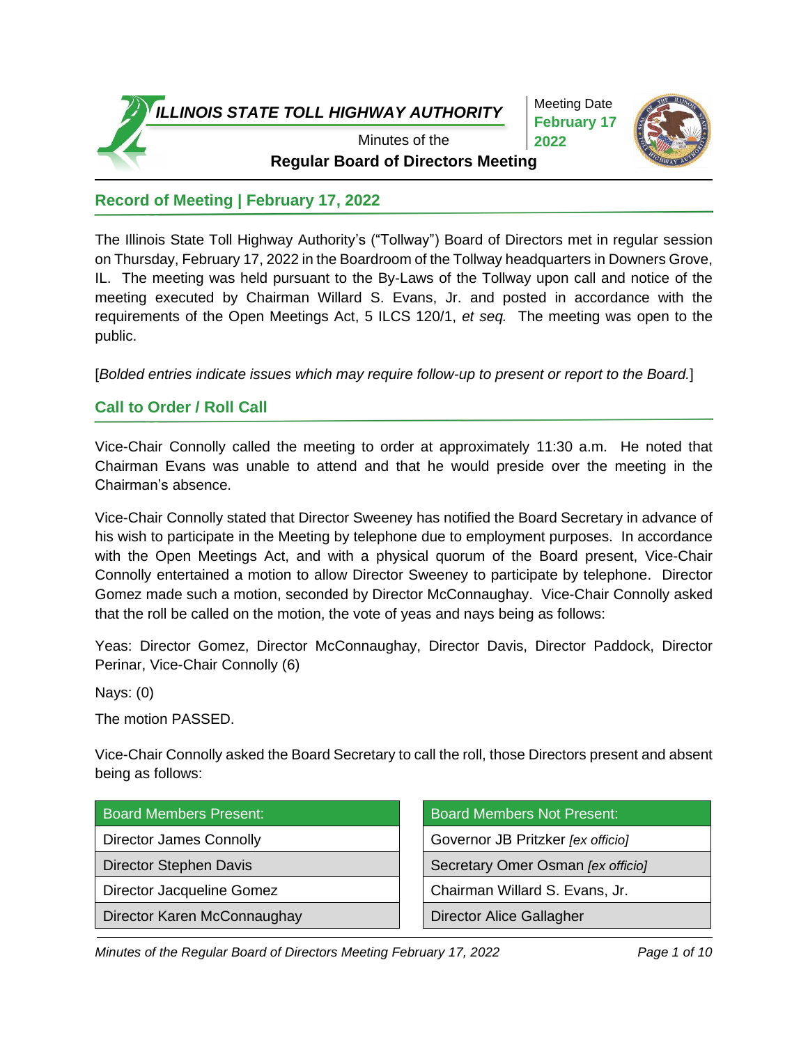# ILLINOIS STATE TOLL HIGHWAY AUTHORITY

Minutes of the

**Regular Board of Directors Meeting**

Meeting Date **February 17 2022**

## Record of Meeting | February 17, 2022

The Illinois State Toll Highway Authority's ("Tollway") Board of Directors met in regular session on Thursday, February 17, 2022 in the Boardroom of the Tollway headquarters in Downers Grove, IL. The meeting was held pursuant to the By-Laws of the Tollway upon call and notice of the meeting executed by Chairman Willard S. Evans, Jr. and posted in accordance with the requirements of the Open Meetings Act, 5 ILCS 120/1, *et seq.* The meeting was open to the public.

[*Bolded entries indicate issues which may require follow-up to present or report to the Board.*]

## Call to Order / Roll Call

Vice-Chair Connolly called the meeting to order at approximately 11:30 a.m. He noted that Chairman Evans was unable to attend and that he would preside over the meeting in the Chairman's absence.

Vice-Chair Connolly stated that Director Sweeney has notified the Board Secretary in advance of his wish to participate in the Meeting by telephone due to employment purposes. In accordance with the Open Meetings Act, and with a physical quorum of the Board present, Vice-Chair Connolly entertained a motion to allow Director Sweeney to participate by telephone. Director Gomez made such a motion, seconded by Director McConnaughay. Vice-Chair Connolly asked that the roll be called on the motion, the vote of yeas and nays being as follows:

Yeas: Director Gomez, Director McConnaughay, Director Davis, Director Paddock, Director Perinar, Vice-Chair Connolly (6)

Nays: (0)

The motion PASSED.

Vice-Chair Connolly asked the Board Secretary to call the roll, those Directors present and absent being as follows:

| Board Members Present: |
| --- |
| Director James Connolly |
| Director Stephen Davis |
| Director Jacqueline Gomez |
| Director Karen McConnaughay |

| Board Members Not Present: |
| --- |
| Governor JB Pritzker *[ex officio]* |
| Secretary Omer Osman *[ex officio]* |
| Chairman Willard S. Evans, Jr. |
| Director Alice Gallagher |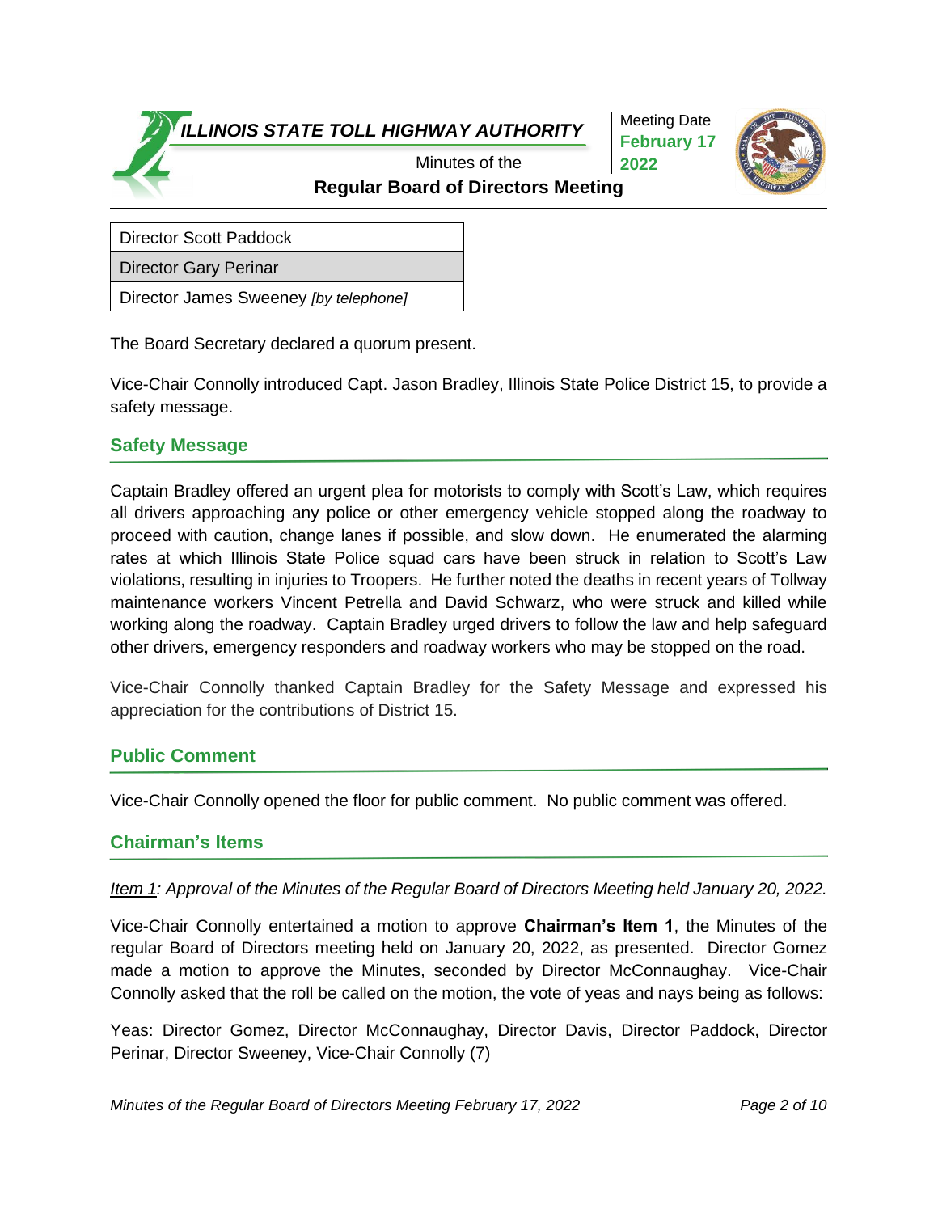| Director Scott Paddock |
| --- |
| Director Gary Perinar |
| Director James Sweeney *[by telephone]* |

The Board Secretary declared a quorum present.

Vice-Chair Connolly introduced Capt. Jason Bradley, Illinois State Police District 15, to provide a safety message.

## Safety Message

Captain Bradley offered an urgent plea for motorists to comply with Scott's Law, which requires all drivers approaching any police or other emergency vehicle stopped along the roadway to proceed with caution, change lanes if possible, and slow down. He enumerated the alarming rates at which Illinois State Police squad cars have been struck in relation to Scott's Law violations, resulting in injuries to Troopers. He further noted the deaths in recent years of Tollway maintenance workers Vincent Petrella and David Schwarz, who were struck and killed while working along the roadway. Captain Bradley urged drivers to follow the law and help safeguard other drivers, emergency responders and roadway workers who may be stopped on the road.

Vice-Chair Connolly thanked Captain Bradley for the Safety Message and expressed his appreciation for the contributions of District 15.

## Public Comment

Vice-Chair Connolly opened the floor for public comment. No public comment was offered.

## Chairman's Items

*Item 1: Approval of the Minutes of the Regular Board of Directors Meeting held January 20, 2022.*

Vice-Chair Connolly entertained a motion to approve **Chairman's Item 1**, the Minutes of the regular Board of Directors meeting held on January 20, 2022, as presented. Director Gomez made a motion to approve the Minutes, seconded by Director McConnaughay. Vice-Chair Connolly asked that the roll be called on the motion, the vote of yeas and nays being as follows:

Yeas: Director Gomez, Director McConnaughay, Director Davis, Director Paddock, Director Perinar, Director Sweeney, Vice-Chair Connolly (7)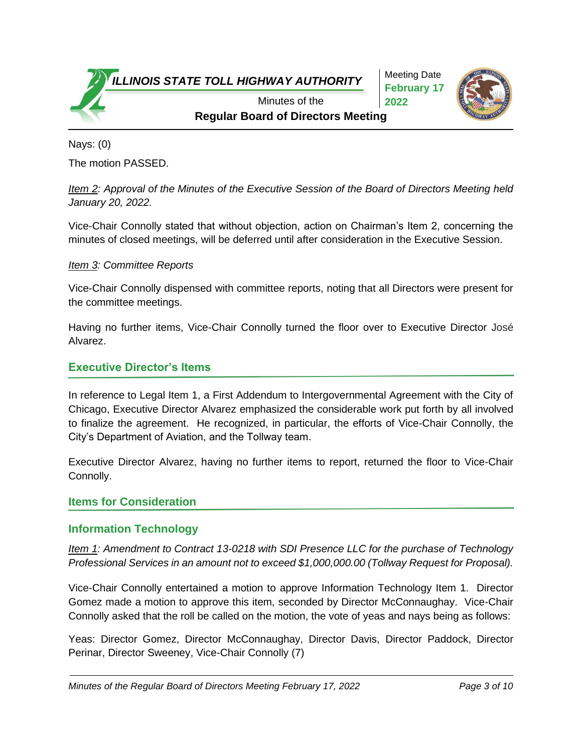Nays: (0)

The motion PASSED.

*Item 2: Approval of the Minutes of the Executive Session of the Board of Directors Meeting held January 20, 2022.*

Vice-Chair Connolly stated that without objection, action on Chairman's Item 2, concerning the minutes of closed meetings, will be deferred until after consideration in the Executive Session.

*Item 3: Committee Reports*

Vice-Chair Connolly dispensed with committee reports, noting that all Directors were present for the committee meetings.

Having no further items, Vice-Chair Connolly turned the floor over to Executive Director José Alvarez.

## Executive Director's Items

In reference to Legal Item 1, a First Addendum to Intergovernmental Agreement with the City of Chicago, Executive Director Alvarez emphasized the considerable work put forth by all involved to finalize the agreement. He recognized, in particular, the efforts of Vice-Chair Connolly, the City's Department of Aviation, and the Tollway team.

Executive Director Alvarez, having no further items to report, returned the floor to Vice-Chair Connolly.

## Items for Consideration

### Information Technology

*Item 1: Amendment to Contract 13-0218 with SDI Presence LLC for the purchase of Technology Professional Services in an amount not to exceed $1,000,000.00 (Tollway Request for Proposal).*

Vice-Chair Connolly entertained a motion to approve Information Technology Item 1. Director Gomez made a motion to approve this item, seconded by Director McConnaughay. Vice-Chair Connolly asked that the roll be called on the motion, the vote of yeas and nays being as follows:

Yeas: Director Gomez, Director McConnaughay, Director Davis, Director Paddock, Director Perinar, Director Sweeney, Vice-Chair Connolly (7)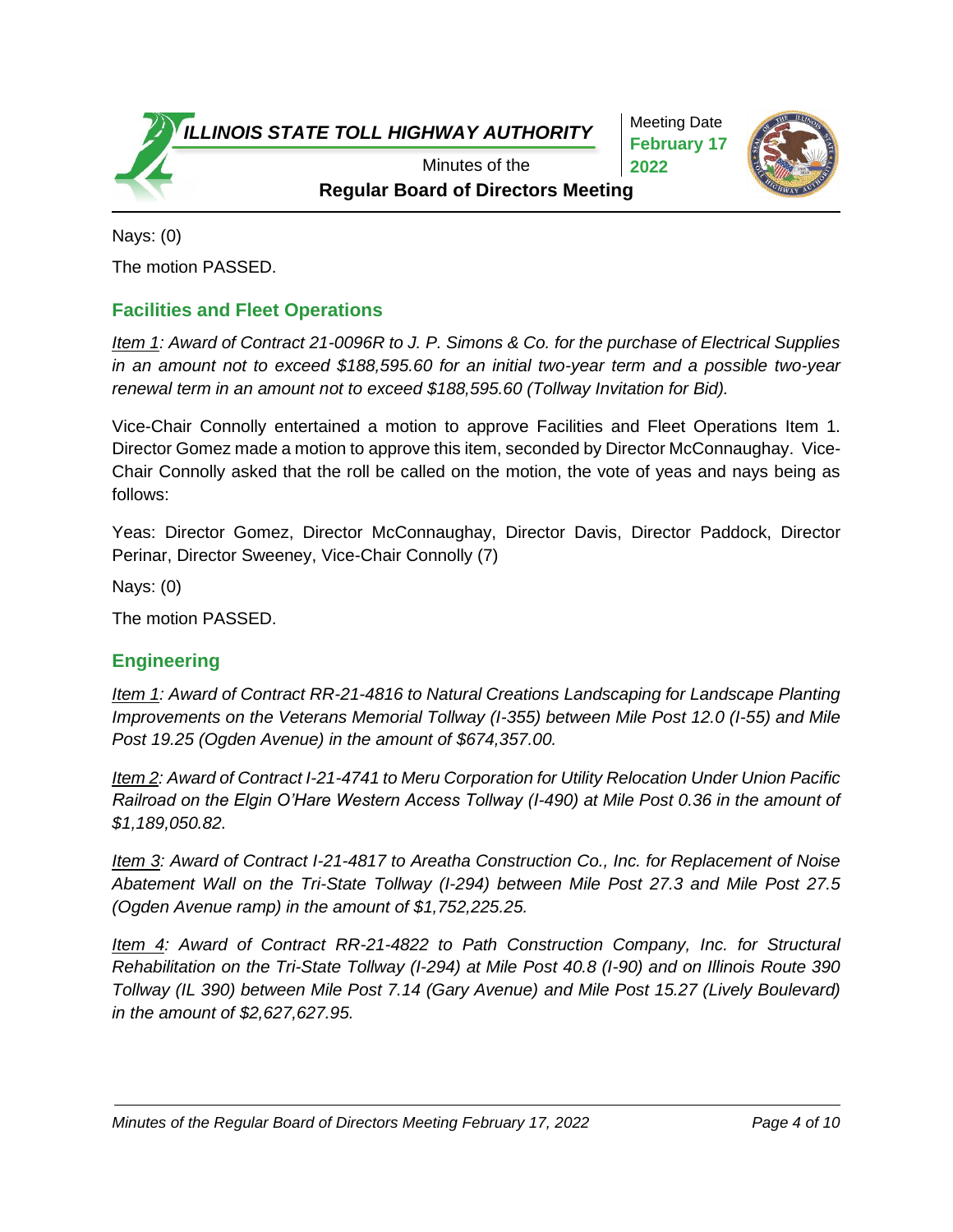Nays: (0)

The motion PASSED.

## Facilities and Fleet Operations

*Item 1: Award of Contract 21-0096R to J. P. Simons & Co. for the purchase of Electrical Supplies in an amount not to exceed $188,595.60 for an initial two-year term and a possible two-year renewal term in an amount not to exceed $188,595.60 (Tollway Invitation for Bid).*

Vice-Chair Connolly entertained a motion to approve Facilities and Fleet Operations Item 1. Director Gomez made a motion to approve this item, seconded by Director McConnaughay. Vice-Chair Connolly asked that the roll be called on the motion, the vote of yeas and nays being as follows:

Yeas: Director Gomez, Director McConnaughay, Director Davis, Director Paddock, Director Perinar, Director Sweeney, Vice-Chair Connolly (7)

Nays: (0)

The motion PASSED.

## Engineering

*Item 1: Award of Contract RR-21-4816 to Natural Creations Landscaping for Landscape Planting Improvements on the Veterans Memorial Tollway (I-355) between Mile Post 12.0 (I-55) and Mile Post 19.25 (Ogden Avenue) in the amount of $674,357.00.*

*Item 2: Award of Contract I-21-4741 to Meru Corporation for Utility Relocation Under Union Pacific Railroad on the Elgin O'Hare Western Access Tollway (I-490) at Mile Post 0.36 in the amount of $1,189,050.82.*

*Item 3: Award of Contract I-21-4817 to Areatha Construction Co., Inc. for Replacement of Noise Abatement Wall on the Tri-State Tollway (I-294) between Mile Post 27.3 and Mile Post 27.5 (Ogden Avenue ramp) in the amount of $1,752,225.25.*

*Item 4: Award of Contract RR-21-4822 to Path Construction Company, Inc. for Structural Rehabilitation on the Tri-State Tollway (I-294) at Mile Post 40.8 (I-90) and on Illinois Route 390 Tollway (IL 390) between Mile Post 7.14 (Gary Avenue) and Mile Post 15.27 (Lively Boulevard) in the amount of $2,627,627.95.*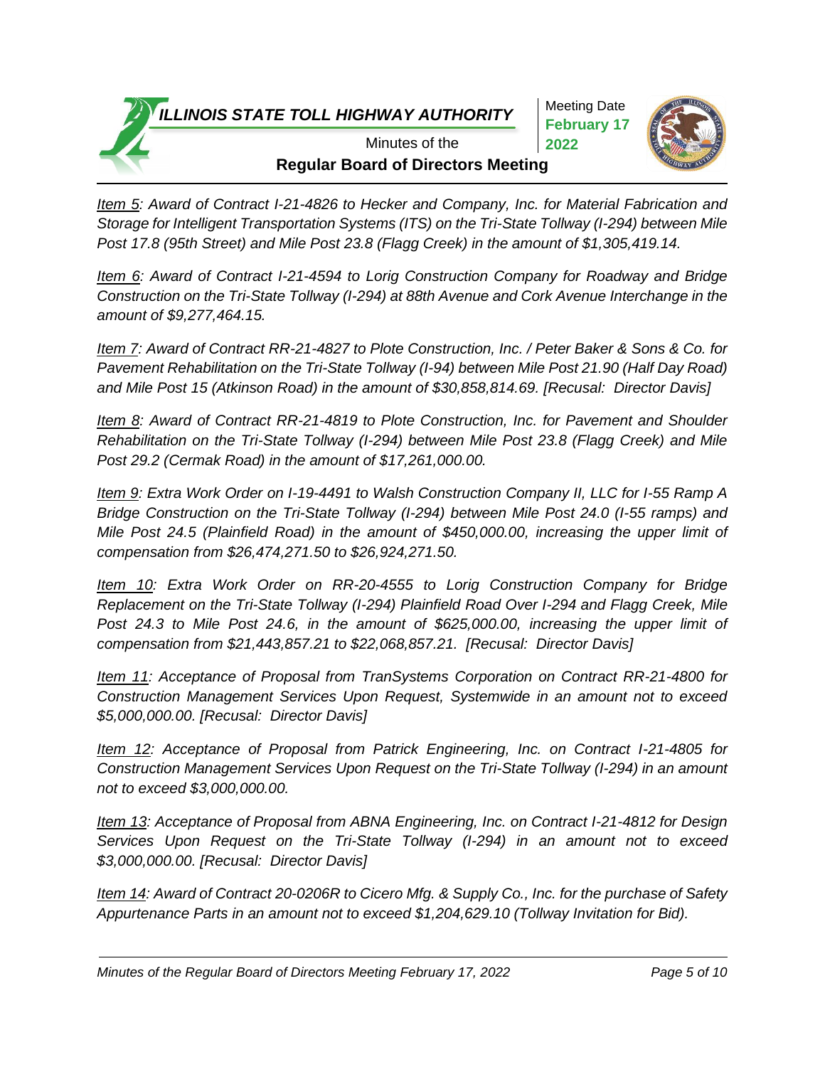*<u>Item 5</u>: Award of Contract I-21-4826 to Hecker and Company, Inc. for Material Fabrication and Storage for Intelligent Transportation Systems (ITS) on the Tri-State Tollway (I-294) between Mile Post 17.8 (95th Street) and Mile Post 23.8 (Flagg Creek) in the amount of $1,305,419.14.*

*<u>Item 6</u>: Award of Contract I-21-4594 to Lorig Construction Company for Roadway and Bridge Construction on the Tri-State Tollway (I-294) at 88th Avenue and Cork Avenue Interchange in the amount of $9,277,464.15.*

*<u>Item 7</u>: Award of Contract RR-21-4827 to Plote Construction, Inc. / Peter Baker & Sons & Co. for Pavement Rehabilitation on the Tri-State Tollway (I-94) between Mile Post 21.90 (Half Day Road) and Mile Post 15 (Atkinson Road) in the amount of $30,858,814.69. [Recusal: Director Davis]*

*<u>Item 8</u>: Award of Contract RR-21-4819 to Plote Construction, Inc. for Pavement and Shoulder Rehabilitation on the Tri-State Tollway (I-294) between Mile Post 23.8 (Flagg Creek) and Mile Post 29.2 (Cermak Road) in the amount of $17,261,000.00.*

*<u>Item 9</u>: Extra Work Order on I-19-4491 to Walsh Construction Company II, LLC for I-55 Ramp A Bridge Construction on the Tri-State Tollway (I-294) between Mile Post 24.0 (I-55 ramps) and Mile Post 24.5 (Plainfield Road) in the amount of $450,000.00, increasing the upper limit of compensation from $26,474,271.50 to $26,924,271.50.*

*<u>Item 10</u>: Extra Work Order on RR-20-4555 to Lorig Construction Company for Bridge Replacement on the Tri-State Tollway (I-294) Plainfield Road Over I-294 and Flagg Creek, Mile Post 24.3 to Mile Post 24.6, in the amount of $625,000.00, increasing the upper limit of compensation from $21,443,857.21 to $22,068,857.21. [Recusal: Director Davis]*

*<u>Item 11</u>: Acceptance of Proposal from TranSystems Corporation on Contract RR-21-4800 for Construction Management Services Upon Request, Systemwide in an amount not to exceed $5,000,000.00. [Recusal: Director Davis]*

*<u>Item 12</u>: Acceptance of Proposal from Patrick Engineering, Inc. on Contract I-21-4805 for Construction Management Services Upon Request on the Tri-State Tollway (I-294) in an amount not to exceed $3,000,000.00.*

*<u>Item 13</u>: Acceptance of Proposal from ABNA Engineering, Inc. on Contract I-21-4812 for Design Services Upon Request on the Tri-State Tollway (I-294) in an amount not to exceed $3,000,000.00. [Recusal: Director Davis]*

*<u>Item 14</u>: Award of Contract 20-0206R to Cicero Mfg. & Supply Co., Inc. for the purchase of Safety Appurtenance Parts in an amount not to exceed $1,204,629.10 (Tollway Invitation for Bid).*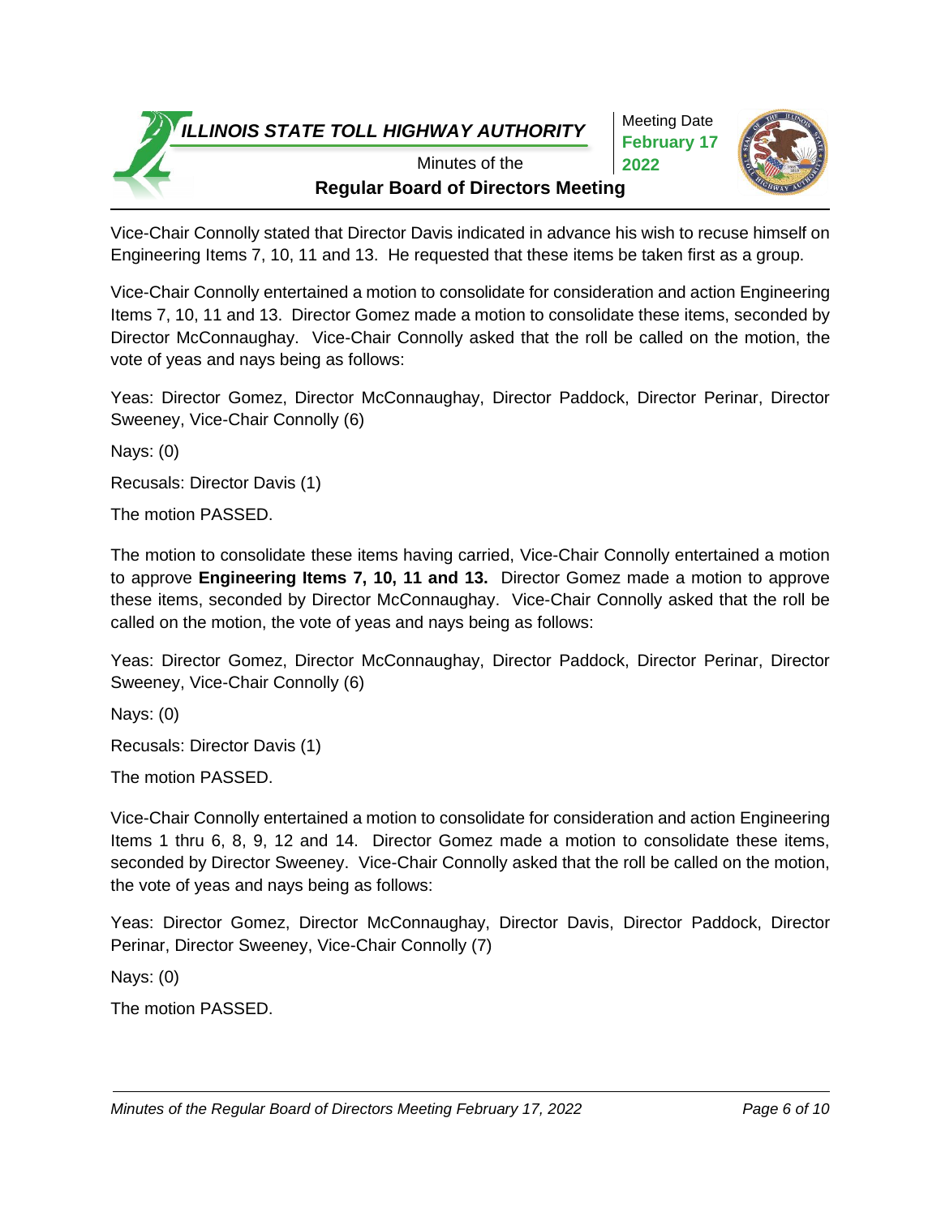Vice-Chair Connolly stated that Director Davis indicated in advance his wish to recuse himself on Engineering Items 7, 10, 11 and 13. He requested that these items be taken first as a group.

Vice-Chair Connolly entertained a motion to consolidate for consideration and action Engineering Items 7, 10, 11 and 13. Director Gomez made a motion to consolidate these items, seconded by Director McConnaughay. Vice-Chair Connolly asked that the roll be called on the motion, the vote of yeas and nays being as follows:

Yeas: Director Gomez, Director McConnaughay, Director Paddock, Director Perinar, Director Sweeney, Vice-Chair Connolly (6)

Nays: (0)

Recusals: Director Davis (1)

The motion PASSED.

The motion to consolidate these items having carried, Vice-Chair Connolly entertained a motion to approve **Engineering Items 7, 10, 11 and 13.** Director Gomez made a motion to approve these items, seconded by Director McConnaughay. Vice-Chair Connolly asked that the roll be called on the motion, the vote of yeas and nays being as follows:

Yeas: Director Gomez, Director McConnaughay, Director Paddock, Director Perinar, Director Sweeney, Vice-Chair Connolly (6)

Nays: (0)

Recusals: Director Davis (1)

The motion PASSED.

Vice-Chair Connolly entertained a motion to consolidate for consideration and action Engineering Items 1 thru 6, 8, 9, 12 and 14. Director Gomez made a motion to consolidate these items, seconded by Director Sweeney. Vice-Chair Connolly asked that the roll be called on the motion, the vote of yeas and nays being as follows:

Yeas: Director Gomez, Director McConnaughay, Director Davis, Director Paddock, Director Perinar, Director Sweeney, Vice-Chair Connolly (7)

Nays: (0)

The motion PASSED.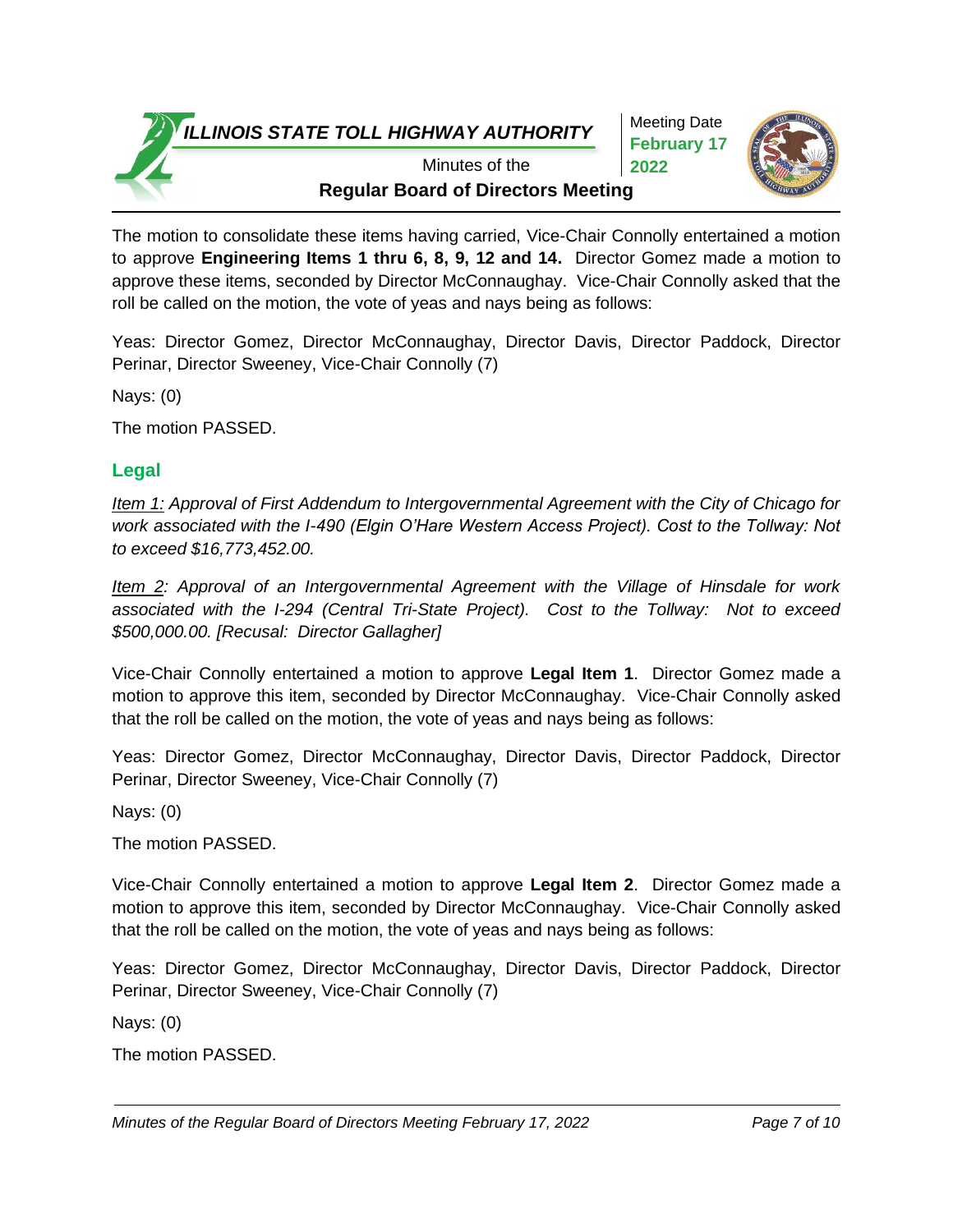The motion to consolidate these items having carried, Vice-Chair Connolly entertained a motion to approve **Engineering Items 1 thru 6, 8, 9, 12 and 14.** Director Gomez made a motion to approve these items, seconded by Director McConnaughay. Vice-Chair Connolly asked that the roll be called on the motion, the vote of yeas and nays being as follows:

Yeas: Director Gomez, Director McConnaughay, Director Davis, Director Paddock, Director Perinar, Director Sweeney, Vice-Chair Connolly (7)

Nays: (0)

The motion PASSED.

## Legal

*Item 1: Approval of First Addendum to Intergovernmental Agreement with the City of Chicago for work associated with the I-490 (Elgin O'Hare Western Access Project). Cost to the Tollway: Not to exceed $16,773,452.00.*

*Item 2: Approval of an Intergovernmental Agreement with the Village of Hinsdale for work associated with the I-294 (Central Tri-State Project). Cost to the Tollway: Not to exceed $500,000.00. [Recusal: Director Gallagher]*

Vice-Chair Connolly entertained a motion to approve **Legal Item 1**. Director Gomez made a motion to approve this item, seconded by Director McConnaughay. Vice-Chair Connolly asked that the roll be called on the motion, the vote of yeas and nays being as follows:

Yeas: Director Gomez, Director McConnaughay, Director Davis, Director Paddock, Director Perinar, Director Sweeney, Vice-Chair Connolly (7)

Nays: (0)

The motion PASSED.

Vice-Chair Connolly entertained a motion to approve **Legal Item 2**. Director Gomez made a motion to approve this item, seconded by Director McConnaughay. Vice-Chair Connolly asked that the roll be called on the motion, the vote of yeas and nays being as follows:

Yeas: Director Gomez, Director McConnaughay, Director Davis, Director Paddock, Director Perinar, Director Sweeney, Vice-Chair Connolly (7)

Nays: (0)

The motion PASSED.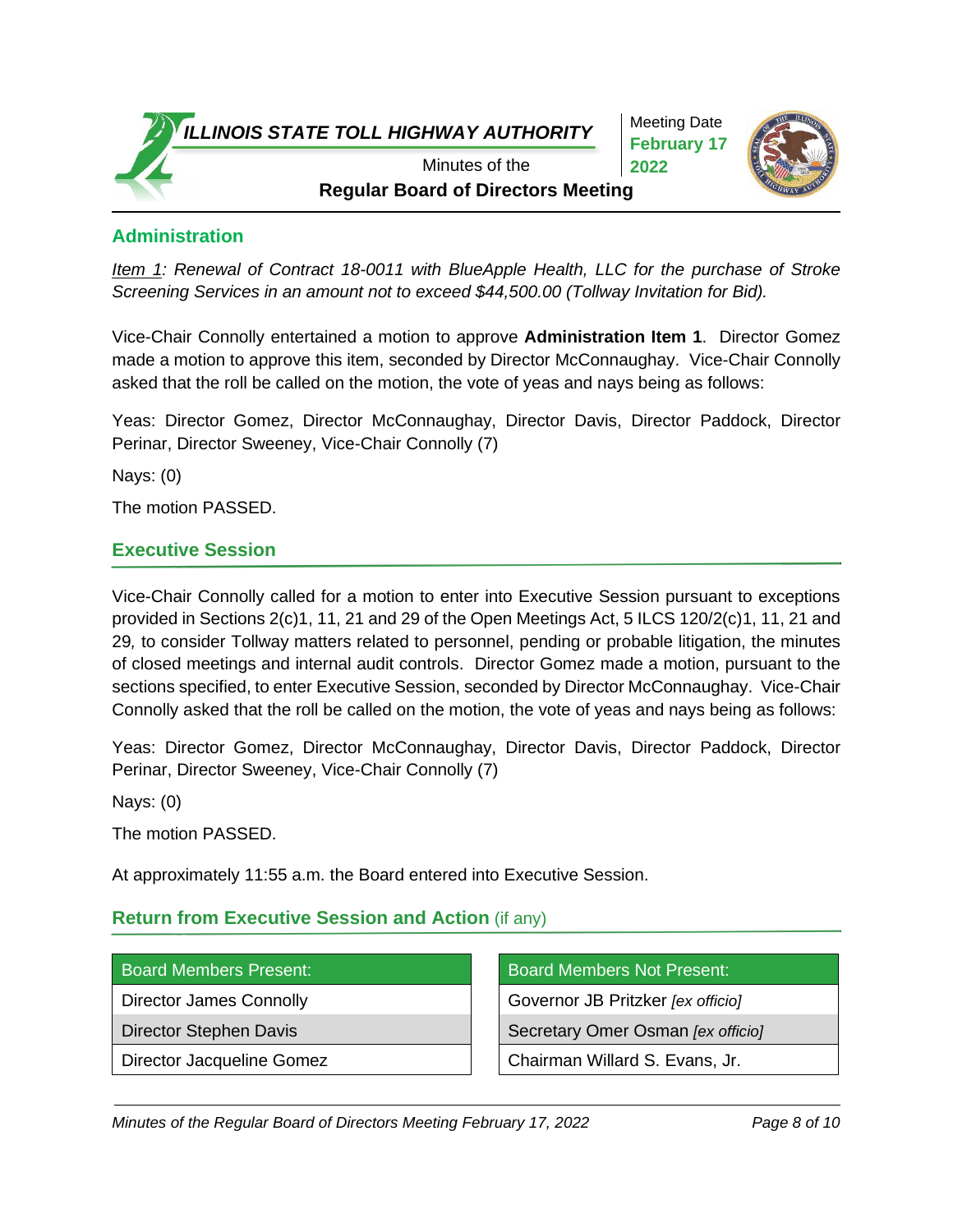## Administration

*Item 1: Renewal of Contract 18-0011 with BlueApple Health, LLC for the purchase of Stroke Screening Services in an amount not to exceed $44,500.00 (Tollway Invitation for Bid).*

Vice-Chair Connolly entertained a motion to approve **Administration Item 1**. Director Gomez made a motion to approve this item, seconded by Director McConnaughay. Vice-Chair Connolly asked that the roll be called on the motion, the vote of yeas and nays being as follows:

Yeas: Director Gomez, Director McConnaughay, Director Davis, Director Paddock, Director Perinar, Director Sweeney, Vice-Chair Connolly (7)

Nays: (0)

The motion PASSED.

## Executive Session

Vice-Chair Connolly called for a motion to enter into Executive Session pursuant to exceptions provided in Sections 2(c)1, 11, 21 and 29 of the Open Meetings Act, 5 ILCS 120/2(c)1, 11, 21 and 29*,* to consider Tollway matters related to personnel, pending or probable litigation, the minutes of closed meetings and internal audit controls. Director Gomez made a motion, pursuant to the sections specified, to enter Executive Session, seconded by Director McConnaughay. Vice-Chair Connolly asked that the roll be called on the motion, the vote of yeas and nays being as follows:

Yeas: Director Gomez, Director McConnaughay, Director Davis, Director Paddock, Director Perinar, Director Sweeney, Vice-Chair Connolly (7)

Nays: (0)

The motion PASSED.

At approximately 11:55 a.m. the Board entered into Executive Session.

## Return from Executive Session and Action (if any)

| Board Members Present: |
|---|
| Director James Connolly |
| Director Stephen Davis |
| Director Jacqueline Gomez |

| Board Members Not Present: |
|---|
| Governor JB Pritzker *[ex officio]* |
| Secretary Omer Osman *[ex officio]* |
| Chairman Willard S. Evans, Jr. |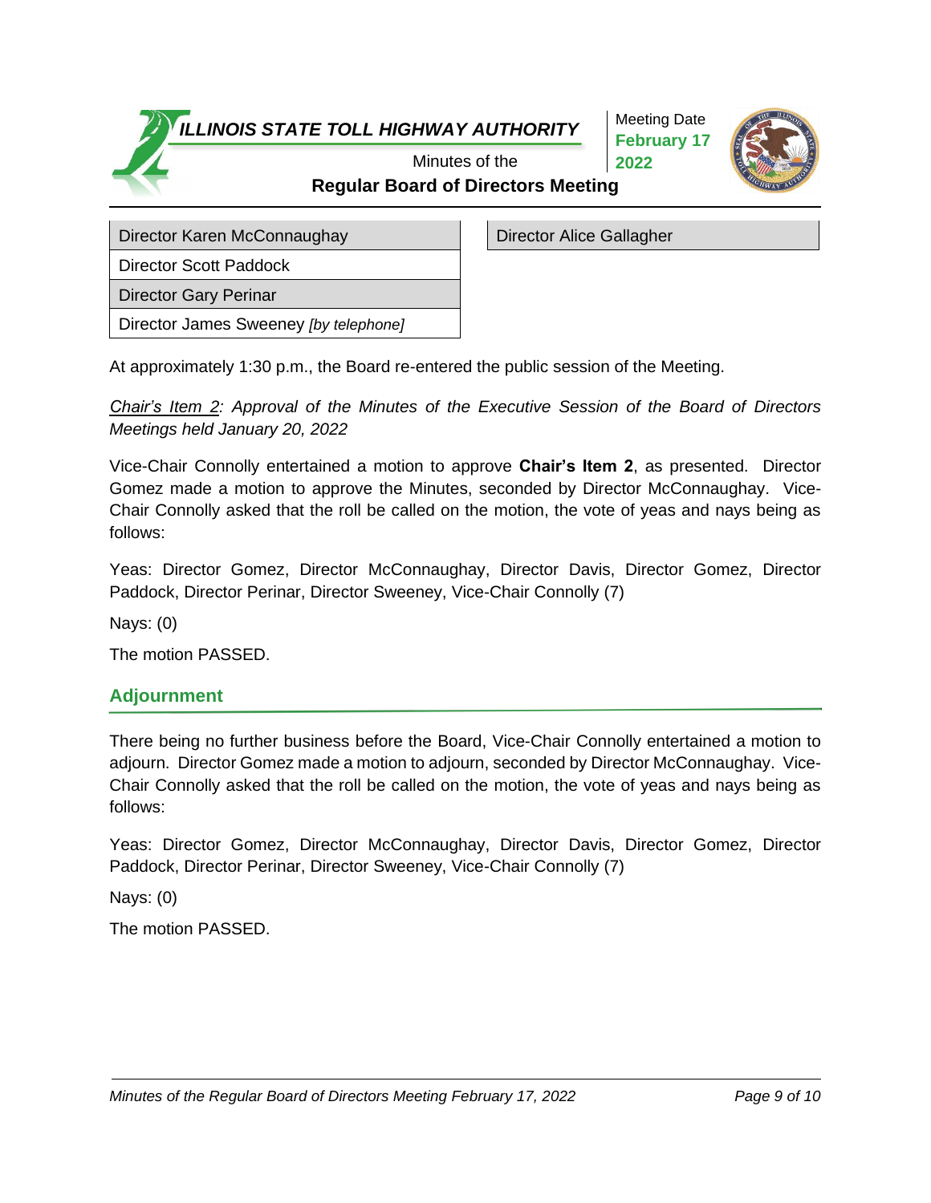| Director Karen McConnaughay | Director Alice Gallagher |
|---|---|
| Director Scott Paddock | |
| Director Gary Perinar | |
| Director James Sweeney *[by telephone]* | |

At approximately 1:30 p.m., the Board re-entered the public session of the Meeting.

*Chair's Item 2: Approval of the Minutes of the Executive Session of the Board of Directors Meetings held January 20, 2022*

Vice-Chair Connolly entertained a motion to approve **Chair's Item 2**, as presented. Director Gomez made a motion to approve the Minutes, seconded by Director McConnaughay. Vice-Chair Connolly asked that the roll be called on the motion, the vote of yeas and nays being as follows:

Yeas: Director Gomez, Director McConnaughay, Director Davis, Director Gomez, Director Paddock, Director Perinar, Director Sweeney, Vice-Chair Connolly (7)

Nays: (0)

The motion PASSED.

## Adjournment

There being no further business before the Board, Vice-Chair Connolly entertained a motion to adjourn. Director Gomez made a motion to adjourn, seconded by Director McConnaughay. Vice-Chair Connolly asked that the roll be called on the motion, the vote of yeas and nays being as follows:

Yeas: Director Gomez, Director McConnaughay, Director Davis, Director Gomez, Director Paddock, Director Perinar, Director Sweeney, Vice-Chair Connolly (7)

Nays: (0)

The motion PASSED.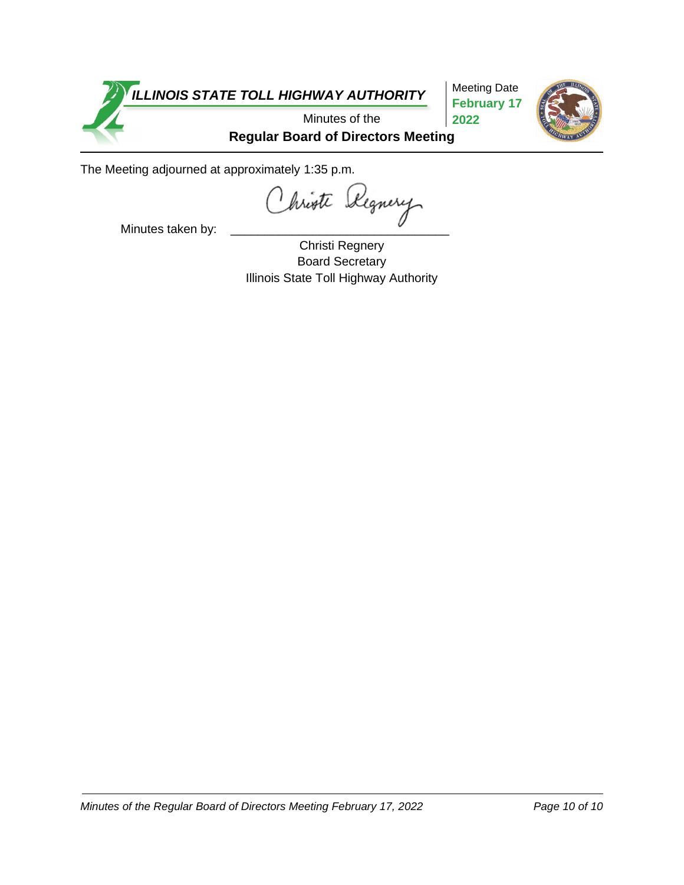The Meeting adjourned at approximately 1:35 p.m.

Minutes taken by: \_\_\_\_\_\_\_\_\_\_\_\_\_\_\_\_\_\_\_\_\_\_\_\_\_\_\_\_\_\_

Christi Regnery
Board Secretary
Illinois State Toll Highway Authority